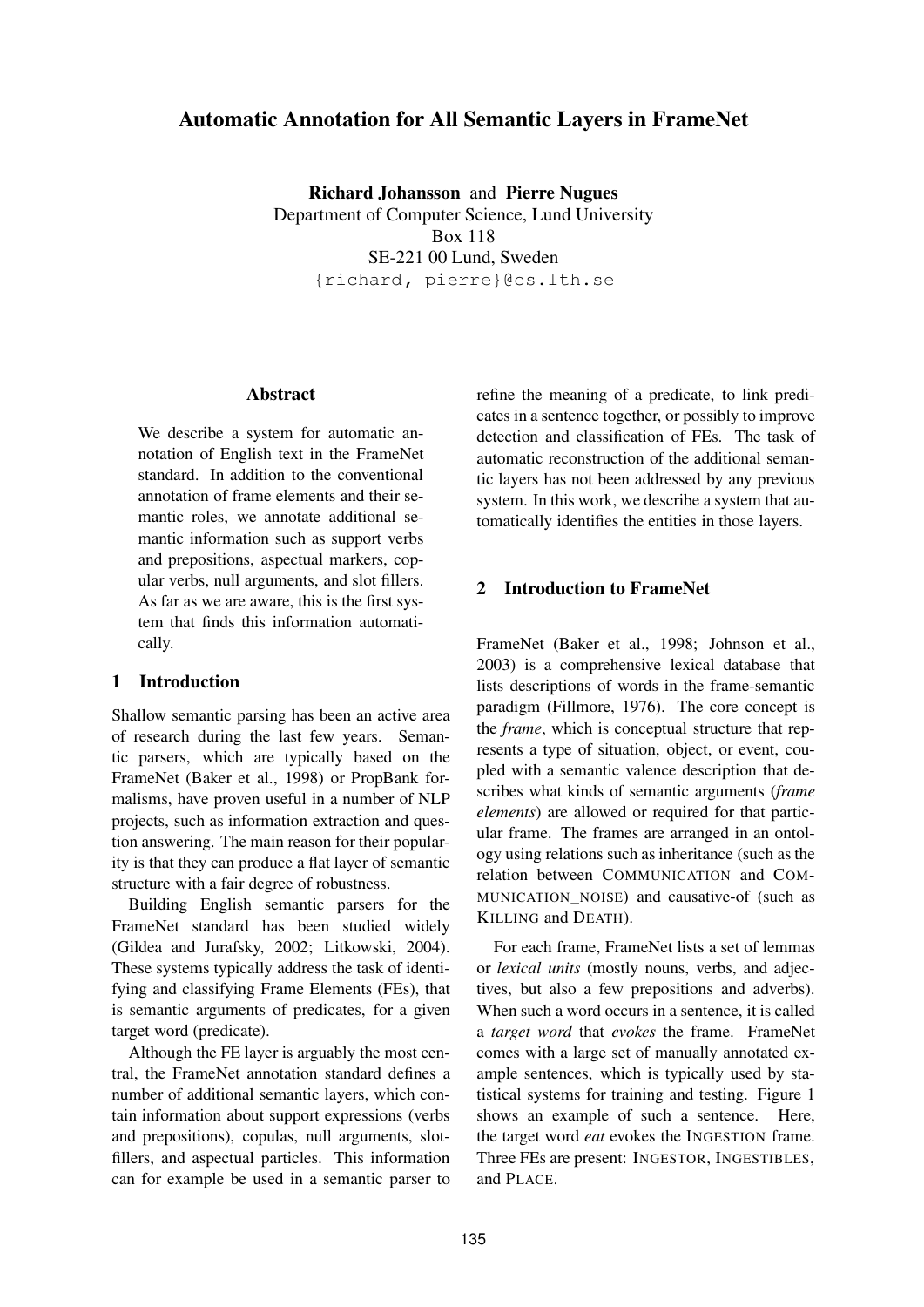# Automatic Annotation for All Semantic Layers in FrameNet

**Richard Johansson** and **Pierre Nugues**
Department of Computer Science, Lund University
Box 118
SE-221 00 Lund, Sweden
{richard, pierre}@cs.lth.se

## Abstract

We describe a system for automatic annotation of English text in the FrameNet standard. In addition to the conventional annotation of frame elements and their semantic roles, we annotate additional semantic information such as support verbs and prepositions, aspectual markers, copular verbs, null arguments, and slot fillers. As far as we are aware, this is the first system that finds this information automatically.

## 1 Introduction

Shallow semantic parsing has been an active area of research during the last few years. Semantic parsers, which are typically based on the FrameNet (Baker et al., 1998) or PropBank formalisms, have proven useful in a number of NLP projects, such as information extraction and question answering. The main reason for their popularity is that they can produce a flat layer of semantic structure with a fair degree of robustness.

Building English semantic parsers for the FrameNet standard has been studied widely (Gildea and Jurafsky, 2002; Litkowski, 2004). These systems typically address the task of identifying and classifying Frame Elements (FEs), that is semantic arguments of predicates, for a given target word (predicate).

Although the FE layer is arguably the most central, the FrameNet annotation standard defines a number of additional semantic layers, which contain information about support expressions (verbs and prepositions), copulas, null arguments, slot-fillers, and aspectual particles. This information can for example be used in a semantic parser to refine the meaning of a predicate, to link predicates in a sentence together, or possibly to improve detection and classification of FEs. The task of automatic reconstruction of the additional semantic layers has not been addressed by any previous system. In this work, we describe a system that automatically identifies the entities in those layers.

## 2 Introduction to FrameNet

FrameNet (Baker et al., 1998; Johnson et al., 2003) is a comprehensive lexical database that lists descriptions of words in the frame-semantic paradigm (Fillmore, 1976). The core concept is the *frame*, which is conceptual structure that represents a type of situation, object, or event, coupled with a semantic valence description that describes what kinds of semantic arguments (*frame elements*) are allowed or required for that particular frame. The frames are arranged in an ontology using relations such as inheritance (such as the relation between COMMUNICATION and COMMUNICATION_NOISE) and causative-of (such as KILLING and DEATH).

For each frame, FrameNet lists a set of lemmas or *lexical units* (mostly nouns, verbs, and adjectives, but also a few prepositions and adverbs). When such a word occurs in a sentence, it is called a *target word* that *evokes* the frame. FrameNet comes with a large set of manually annotated example sentences, which is typically used by statistical systems for training and testing. Figure 1 shows an example of such a sentence. Here, the target word *eat* evokes the INGESTION frame. Three FEs are present: INGESTOR, INGESTIBLES, and PLACE.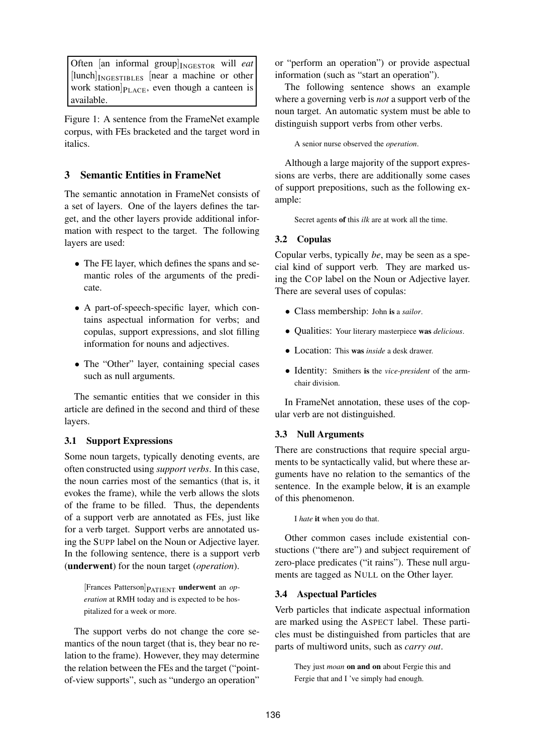Often [an informal group]$_{\text{INGESTOR}}$ will *eat* [lunch]$_{\text{INGESTIBLES}}$ [near a machine or other work station]$_{\text{PLACE}}$, even though a canteen is available.

Figure 1: A sentence from the FrameNet example corpus, with FEs bracketed and the target word in italics.

## 3 Semantic Entities in FrameNet

The semantic annotation in FrameNet consists of a set of layers. One of the layers defines the target, and the other layers provide additional information with respect to the target. The following layers are used:

- The FE layer, which defines the spans and semantic roles of the arguments of the predicate.
- A part-of-speech-specific layer, which contains aspectual information for verbs; and copulas, support expressions, and slot filling information for nouns and adjectives.
- The "Other" layer, containing special cases such as null arguments.

The semantic entities that we consider in this article are defined in the second and third of these layers.

### 3.1 Support Expressions

Some noun targets, typically denoting events, are often constructed using *support verbs*. In this case, the noun carries most of the semantics (that is, it evokes the frame), while the verb allows the slots of the frame to be filled. Thus, the dependents of a support verb are annotated as FEs, just like for a verb target. Support verbs are annotated using the SUPP label on the Noun or Adjective layer. In the following sentence, there is a support verb (**underwent**) for the noun target (*operation*).

> [Frances Patterson]$_{\text{PATIENT}}$ **underwent** an *operation* at RMH today and is expected to be hospitalized for a week or more.

The support verbs do not change the core semantics of the noun target (that is, they bear no relation to the frame). However, they may determine the relation between the FEs and the target ("point-of-view supports", such as "undergo an operation" or "perform an operation") or provide aspectual information (such as "start an operation").

The following sentence shows an example where a governing verb is *not* a support verb of the noun target. An automatic system must be able to distinguish support verbs from other verbs.

> A senior nurse observed the *operation*.

Although a large majority of the support expressions are verbs, there are additionally some cases of support prepositions, such as the following example:

> Secret agents **of** this *ilk* are at work all the time.

### 3.2 Copulas

Copular verbs, typically *be*, may be seen as a special kind of support verb. They are marked using the COP label on the Noun or Adjective layer. There are several uses of copulas:

- Class membership: John **is** a *sailor*.
- Qualities: Your literary masterpiece **was** *delicious*.
- Location: This **was** *inside* a desk drawer.
- Identity: Smithers **is** the *vice-president* of the armchair division.

In FrameNet annotation, these uses of the copular verb are not distinguished.

### 3.3 Null Arguments

There are constructions that require special arguments to be syntactically valid, but where these arguments have no relation to the semantics of the sentence. In the example below, **it** is an example of this phenomenon.

> I *hate* **it** when you do that.

Other common cases include existential constuctions ("there are") and subject requirement of zero-place predicates ("it rains"). These null arguments are tagged as NULL on the Other layer.

### 3.4 Aspectual Particles

Verb particles that indicate aspectual information are marked using the ASPECT label. These particles must be distinguished from particles that are parts of multiword units, such as *carry out*.

> They just *moan* **on and on** about Fergie this and Fergie that and I 've simply had enough.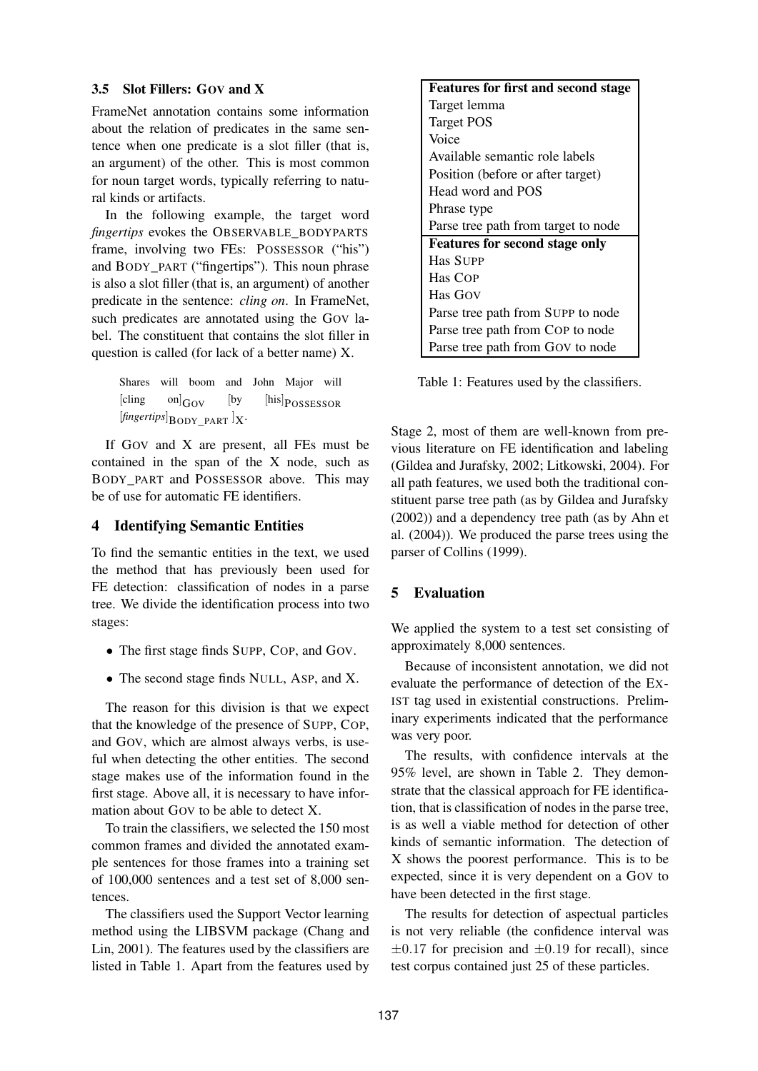### 3.5 Slot Fillers: GOV and X

FrameNet annotation contains some information about the relation of predicates in the same sentence when one predicate is a slot filler (that is, an argument) of the other. This is most common for noun target words, typically referring to natural kinds or artifacts.

In the following example, the target word *fingertips* evokes the OBSERVABLE_BODYPARTS frame, involving two FEs: POSSESSOR ("his") and BODY_PART ("fingertips"). This noun phrase is also a slot filler (that is, an argument) of another predicate in the sentence: *cling on*. In FrameNet, such predicates are annotated using the GOV label. The constituent that contains the slot filler in question is called (for lack of a better name) X.

> Shares will boom and John Major will [cling on]$_{\text{GOV}}$ [by [his]$_{\text{POSSESSOR}}$ [*fingertips*]$_{\text{BODY\_PART}}$ ]$_{\text{X}}$.

If GOV and X are present, all FEs must be contained in the span of the X node, such as BODY_PART and POSSESSOR above. This may be of use for automatic FE identifiers.

## 4 Identifying Semantic Entities

To find the semantic entities in the text, we used the method that has previously been used for FE detection: classification of nodes in a parse tree. We divide the identification process into two stages:

- The first stage finds SUPP, COP, and GOV.
- The second stage finds NULL, ASP, and X.

The reason for this division is that we expect that the knowledge of the presence of SUPP, COP, and GOV, which are almost always verbs, is useful when detecting the other entities. The second stage makes use of the information found in the first stage. Above all, it is necessary to have information about GOV to be able to detect X.

To train the classifiers, we selected the 150 most common frames and divided the annotated example sentences for those frames into a training set of 100,000 sentences and a test set of 8,000 sentences.

The classifiers used the Support Vector learning method using the LIBSVM package (Chang and Lin, 2001). The features used by the classifiers are listed in Table 1. Apart from the features used by Stage 2, most of them are well-known from previous literature on FE identification and labeling (Gildea and Jurafsky, 2002; Litkowski, 2004). For all path features, we used both the traditional constituent parse tree path (as by Gildea and Jurafsky (2002)) and a dependency tree path (as by Ahn et al. (2004)). We produced the parse trees using the parser of Collins (1999).

| **Features for first and second stage** |
|---|
| Target lemma |
| Target POS |
| Voice |
| Available semantic role labels |
| Position (before or after target) |
| Head word and POS |
| Phrase type |
| Parse tree path from target to node |
| **Features for second stage only** |
| Has SUPP |
| Has COP |
| Has GOV |
| Parse tree path from SUPP to node |
| Parse tree path from COP to node |
| Parse tree path from GOV to node |

Table 1: Features used by the classifiers.

## 5 Evaluation

We applied the system to a test set consisting of approximately 8,000 sentences.

Because of inconsistent annotation, we did not evaluate the performance of detection of the EXIST tag used in existential constructions. Preliminary experiments indicated that the performance was very poor.

The results, with confidence intervals at the 95% level, are shown in Table 2. They demonstrate that the classical approach for FE identification, that is classification of nodes in the parse tree, is as well a viable method for detection of other kinds of semantic information. The detection of X shows the poorest performance. This is to be expected, since it is very dependent on a GOV to have been detected in the first stage.

The results for detection of aspectual particles is not very reliable (the confidence interval was $\pm 0.17$ for precision and $\pm 0.19$ for recall), since test corpus contained just 25 of these particles.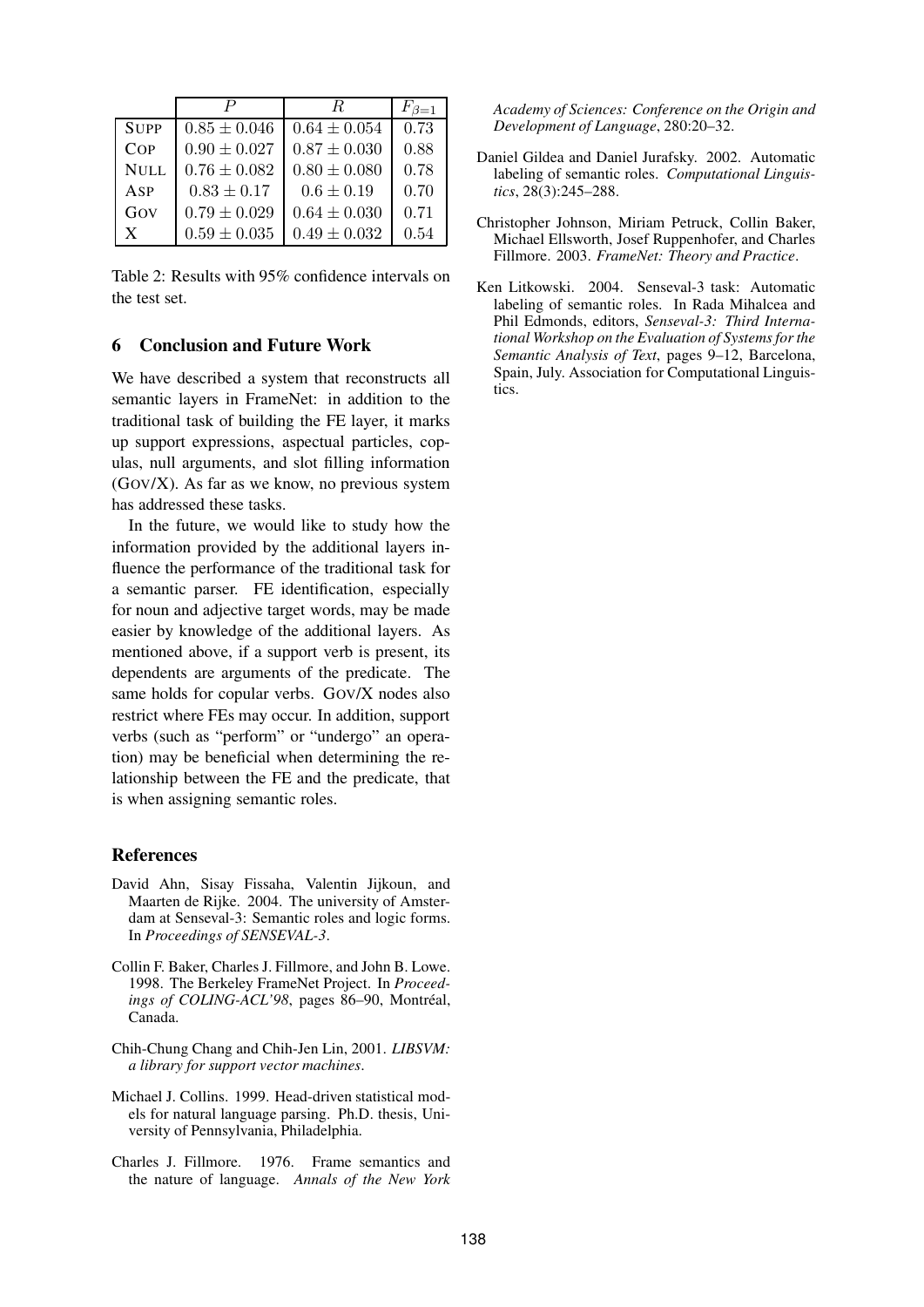| | $P$ | $R$ | $F_{\beta=1}$ |
|---|---|---|---|
| SUPP | $0.85 \pm 0.046$ | $0.64 \pm 0.054$ | 0.73 |
| COP | $0.90 \pm 0.027$ | $0.87 \pm 0.030$ | 0.88 |
| NULL | $0.76 \pm 0.082$ | $0.80 \pm 0.080$ | 0.78 |
| ASP | $0.83 \pm 0.17$ | $0.6 \pm 0.19$ | 0.70 |
| GOV | $0.79 \pm 0.029$ | $0.64 \pm 0.030$ | 0.71 |
| X | $0.59 \pm 0.035$ | $0.49 \pm 0.032$ | 0.54 |

Table 2: Results with 95% confidence intervals on the test set.

## 6 Conclusion and Future Work

We have described a system that reconstructs all semantic layers in FrameNet: in addition to the traditional task of building the FE layer, it marks up support expressions, aspectual particles, copulas, null arguments, and slot filling information (GOV/X). As far as we know, no previous system has addressed these tasks.

In the future, we would like to study how the information provided by the additional layers influence the performance of the traditional task for a semantic parser. FE identification, especially for noun and adjective target words, may be made easier by knowledge of the additional layers. As mentioned above, if a support verb is present, its dependents are arguments of the predicate. The same holds for copular verbs. GOV/X nodes also restrict where FEs may occur. In addition, support verbs (such as "perform" or "undergo" an operation) may be beneficial when determining the relationship between the FE and the predicate, that is when assigning semantic roles.

## References

David Ahn, Sisay Fissaha, Valentin Jijkoun, and Maarten de Rijke. 2004. The university of Amsterdam at Senseval-3: Semantic roles and logic forms. In *Proceedings of SENSEVAL-3*.

Collin F. Baker, Charles J. Fillmore, and John B. Lowe. 1998. The Berkeley FrameNet Project. In *Proceedings of COLING-ACL'98*, pages 86–90, Montréal, Canada.

Chih-Chung Chang and Chih-Jen Lin, 2001. *LIBSVM: a library for support vector machines*.

Michael J. Collins. 1999. Head-driven statistical models for natural language parsing. Ph.D. thesis, University of Pennsylvania, Philadelphia.

Charles J. Fillmore. 1976. Frame semantics and the nature of language. *Annals of the New York Academy of Sciences: Conference on the Origin and Development of Language*, 280:20–32.

Daniel Gildea and Daniel Jurafsky. 2002. Automatic labeling of semantic roles. *Computational Linguistics*, 28(3):245–288.

Christopher Johnson, Miriam Petruck, Collin Baker, Michael Ellsworth, Josef Ruppenhofer, and Charles Fillmore. 2003. *FrameNet: Theory and Practice*.

Ken Litkowski. 2004. Senseval-3 task: Automatic labeling of semantic roles. In Rada Mihalcea and Phil Edmonds, editors, *Senseval-3: Third International Workshop on the Evaluation of Systems for the Semantic Analysis of Text*, pages 9–12, Barcelona, Spain, July. Association for Computational Linguistics.